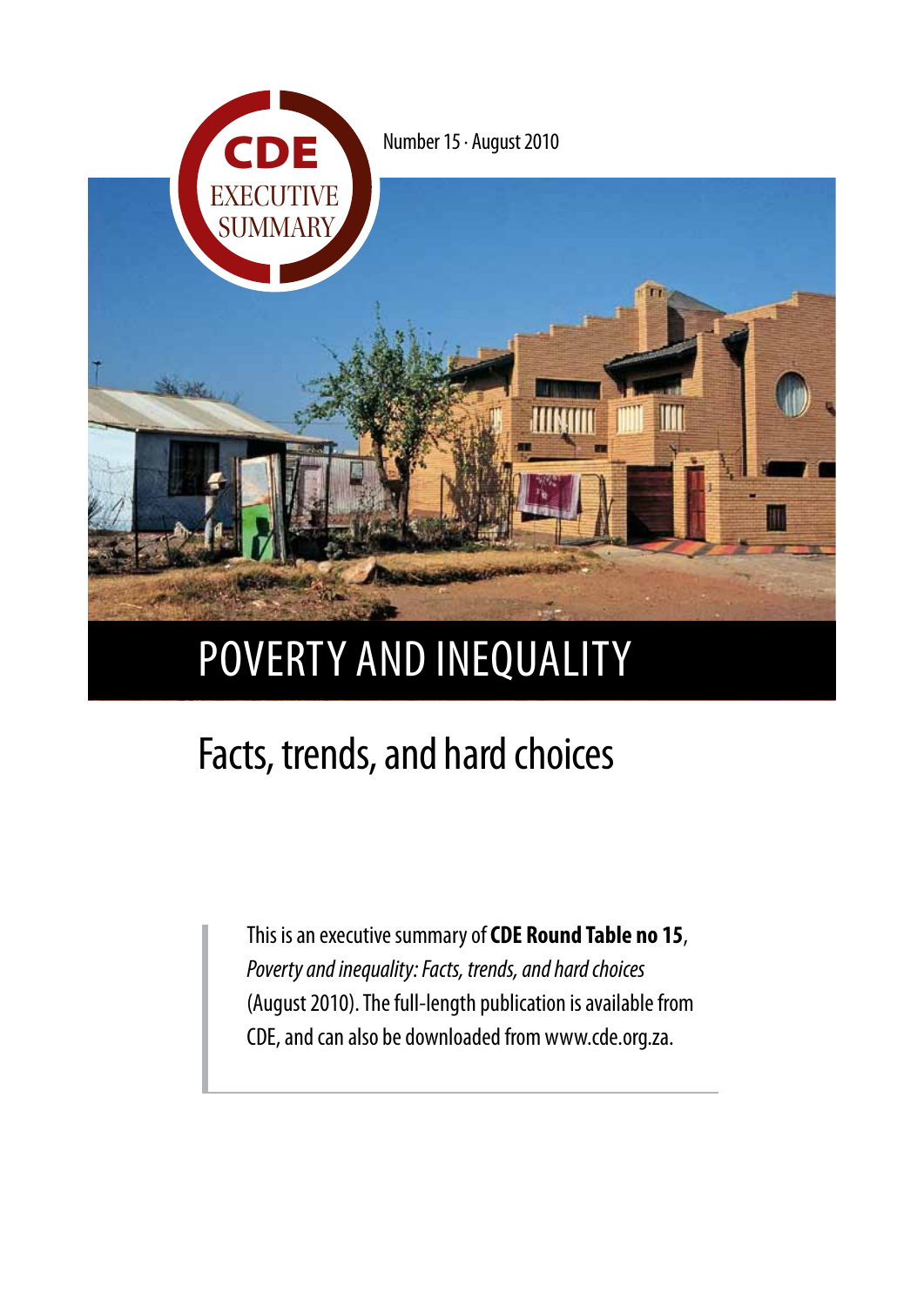CDE EXECUTIVE SUMMARY

Number 15 · August 2010

# POVERTY AND INEQUALITY

## Facts, trends, and hard choices

This is an executive summary of **CDE Round Table no 15**, *Poverty and inequality: Facts, trends, and hard choices* (August 2010). The full-length publication is available from CDE, and can also be downloaded from www.cde.org.za.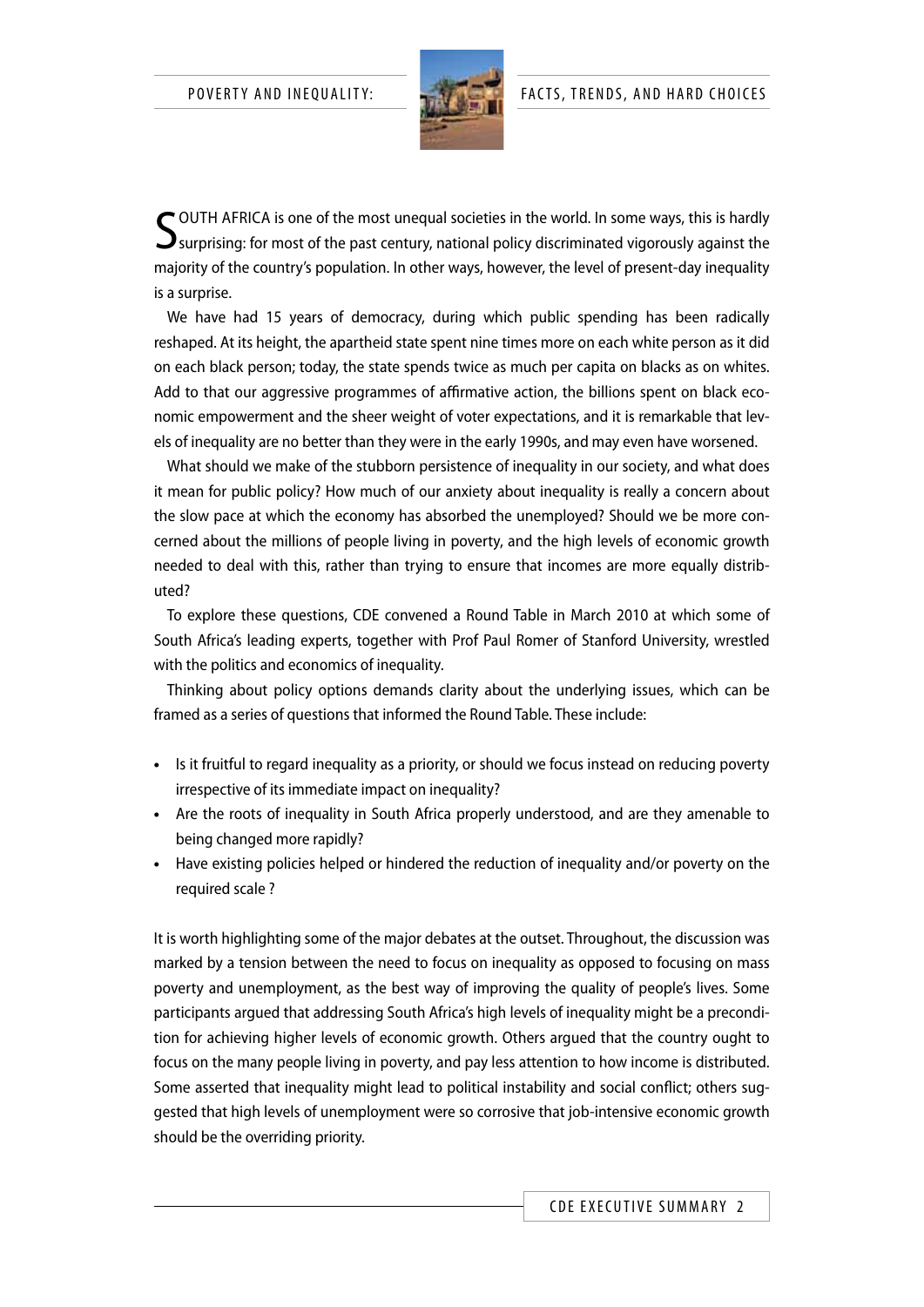SOUTH AFRICA is one of the most unequal societies in the world. In some ways, this is hardly surprising: for most of the past century, national policy discriminated vigorously against the majority of the country's population. In other ways, however, the level of present-day inequality is a surprise.

We have had 15 years of democracy, during which public spending has been radically reshaped. At its height, the apartheid state spent nine times more on each white person as it did on each black person; today, the state spends twice as much per capita on blacks as on whites. Add to that our aggressive programmes of affirmative action, the billions spent on black economic empowerment and the sheer weight of voter expectations, and it is remarkable that levels of inequality are no better than they were in the early 1990s, and may even have worsened.

What should we make of the stubborn persistence of inequality in our society, and what does it mean for public policy? How much of our anxiety about inequality is really a concern about the slow pace at which the economy has absorbed the unemployed? Should we be more concerned about the millions of people living in poverty, and the high levels of economic growth needed to deal with this, rather than trying to ensure that incomes are more equally distributed?

To explore these questions, CDE convened a Round Table in March 2010 at which some of South Africa's leading experts, together with Prof Paul Romer of Stanford University, wrestled with the politics and economics of inequality.

Thinking about policy options demands clarity about the underlying issues, which can be framed as a series of questions that informed the Round Table. These include:

- Is it fruitful to regard inequality as a priority, or should we focus instead on reducing poverty irrespective of its immediate impact on inequality?
- Are the roots of inequality in South Africa properly understood, and are they amenable to being changed more rapidly?
- Have existing policies helped or hindered the reduction of inequality and/or poverty on the required scale ?

It is worth highlighting some of the major debates at the outset. Throughout, the discussion was marked by a tension between the need to focus on inequality as opposed to focusing on mass poverty and unemployment, as the best way of improving the quality of people's lives. Some participants argued that addressing South Africa's high levels of inequality might be a precondition for achieving higher levels of economic growth. Others argued that the country ought to focus on the many people living in poverty, and pay less attention to how income is distributed. Some asserted that inequality might lead to political instability and social conflict; others suggested that high levels of unemployment were so corrosive that job-intensive economic growth should be the overriding priority.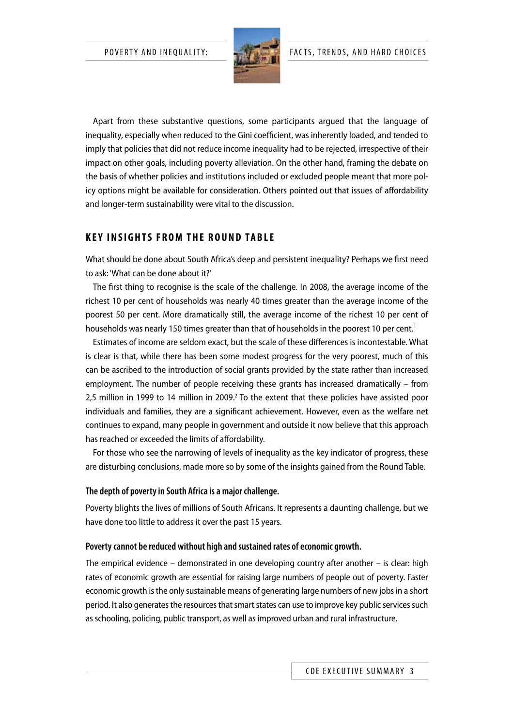Apart from these substantive questions, some participants argued that the language of inequality, especially when reduced to the Gini coefficient, was inherently loaded, and tended to imply that policies that did not reduce income inequality had to be rejected, irrespective of their impact on other goals, including poverty alleviation. On the other hand, framing the debate on the basis of whether policies and institutions included or excluded people meant that more policy options might be available for consideration. Others pointed out that issues of affordability and longer-term sustainability were vital to the discussion.

## KEY INSIGHTS FROM THE ROUND TABLE

What should be done about South Africa's deep and persistent inequality? Perhaps we first need to ask: 'What can be done about it?'

The first thing to recognise is the scale of the challenge. In 2008, the average income of the richest 10 per cent of households was nearly 40 times greater than the average income of the poorest 50 per cent. More dramatically still, the average income of the richest 10 per cent of households was nearly 150 times greater than that of households in the poorest 10 per cent.[1]

Estimates of income are seldom exact, but the scale of these differences is incontestable. What is clear is that, while there has been some modest progress for the very poorest, much of this can be ascribed to the introduction of social grants provided by the state rather than increased employment. The number of people receiving these grants has increased dramatically – from 2,5 million in 1999 to 14 million in 2009.[2] To the extent that these policies have assisted poor individuals and families, they are a significant achievement. However, even as the welfare net continues to expand, many people in government and outside it now believe that this approach has reached or exceeded the limits of affordability.

For those who see the narrowing of levels of inequality as the key indicator of progress, these are disturbing conclusions, made more so by some of the insights gained from the Round Table.

### The depth of poverty in South Africa is a major challenge.

Poverty blights the lives of millions of South Africans. It represents a daunting challenge, but we have done too little to address it over the past 15 years.

### Poverty cannot be reduced without high and sustained rates of economic growth.

The empirical evidence – demonstrated in one developing country after another – is clear: high rates of economic growth are essential for raising large numbers of people out of poverty. Faster economic growth is the only sustainable means of generating large numbers of new jobs in a short period. It also generates the resources that smart states can use to improve key public services such as schooling, policing, public transport, as well as improved urban and rural infrastructure.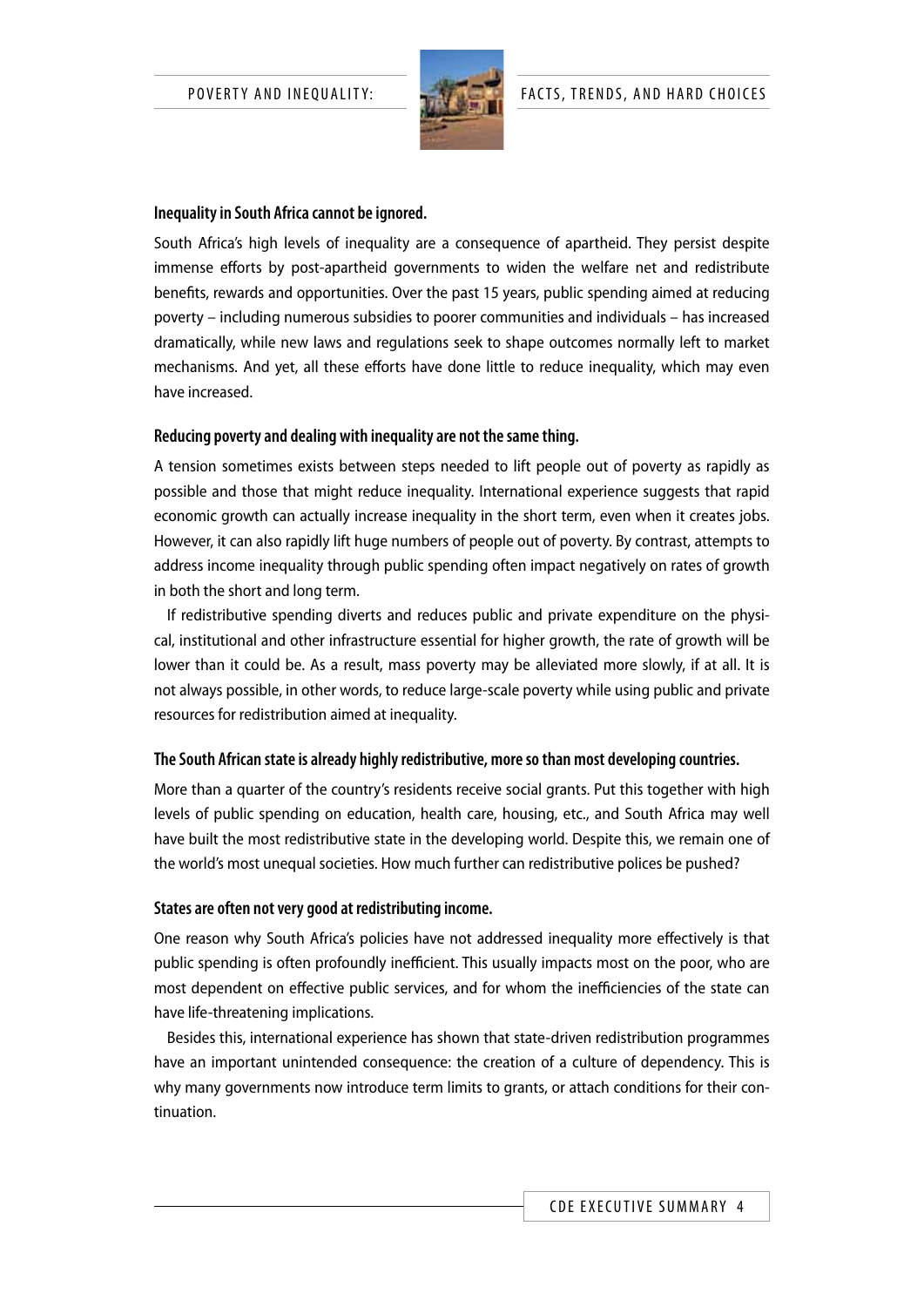**Inequality in South Africa cannot be ignored.**

South Africa's high levels of inequality are a consequence of apartheid. They persist despite immense efforts by post-apartheid governments to widen the welfare net and redistribute benefits, rewards and opportunities. Over the past 15 years, public spending aimed at reducing poverty – including numerous subsidies to poorer communities and individuals – has increased dramatically, while new laws and regulations seek to shape outcomes normally left to market mechanisms. And yet, all these efforts have done little to reduce inequality, which may even have increased.

**Reducing poverty and dealing with inequality are not the same thing.**

A tension sometimes exists between steps needed to lift people out of poverty as rapidly as possible and those that might reduce inequality. International experience suggests that rapid economic growth can actually increase inequality in the short term, even when it creates jobs. However, it can also rapidly lift huge numbers of people out of poverty. By contrast, attempts to address income inequality through public spending often impact negatively on rates of growth in both the short and long term.

If redistributive spending diverts and reduces public and private expenditure on the physical, institutional and other infrastructure essential for higher growth, the rate of growth will be lower than it could be. As a result, mass poverty may be alleviated more slowly, if at all. It is not always possible, in other words, to reduce large-scale poverty while using public and private resources for redistribution aimed at inequality.

**The South African state is already highly redistributive, more so than most developing countries.**

More than a quarter of the country's residents receive social grants. Put this together with high levels of public spending on education, health care, housing, etc., and South Africa may well have built the most redistributive state in the developing world. Despite this, we remain one of the world's most unequal societies. How much further can redistributive polices be pushed?

**States are often not very good at redistributing income.**

One reason why South Africa's policies have not addressed inequality more effectively is that public spending is often profoundly inefficient. This usually impacts most on the poor, who are most dependent on effective public services, and for whom the inefficiencies of the state can have life-threatening implications.

Besides this, international experience has shown that state-driven redistribution programmes have an important unintended consequence: the creation of a culture of dependency. This is why many governments now introduce term limits to grants, or attach conditions for their continuation.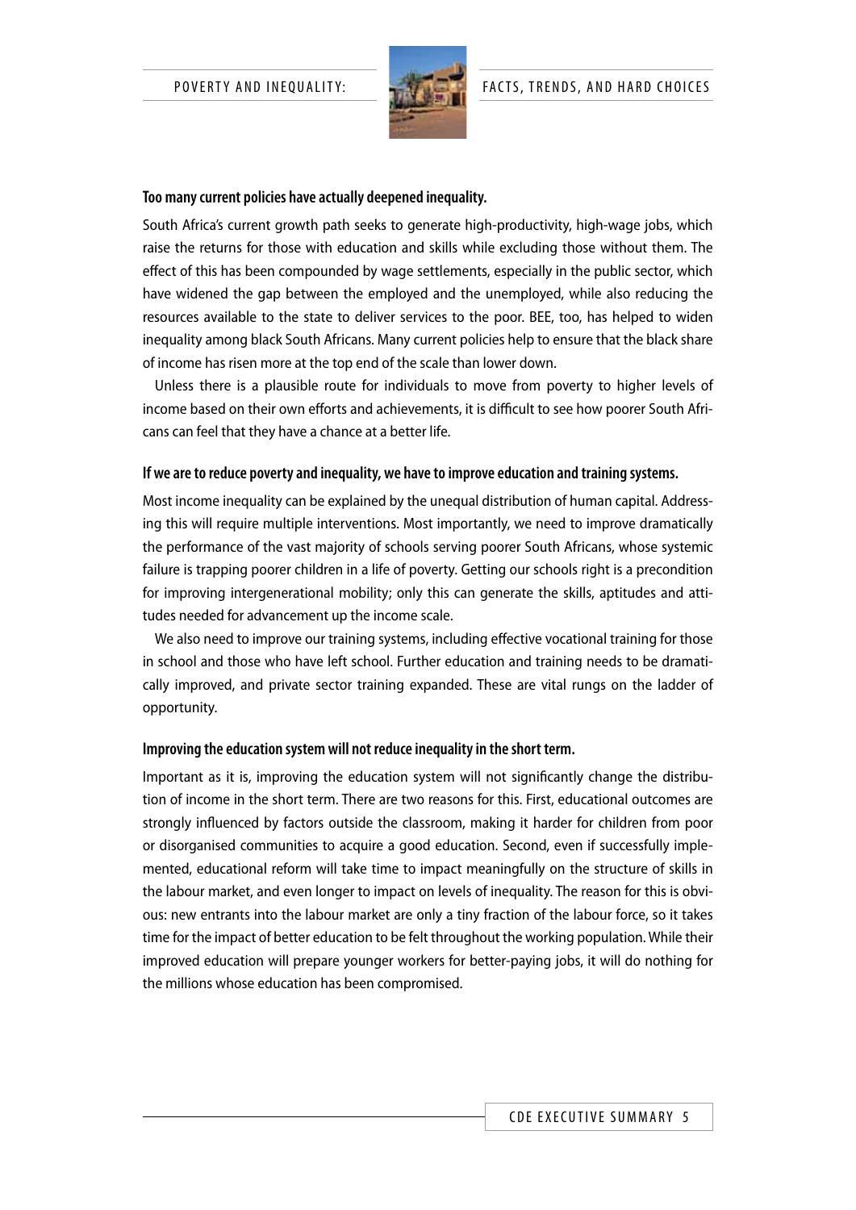**Too many current policies have actually deepened inequality.**

South Africa's current growth path seeks to generate high-productivity, high-wage jobs, which raise the returns for those with education and skills while excluding those without them. The effect of this has been compounded by wage settlements, especially in the public sector, which have widened the gap between the employed and the unemployed, while also reducing the resources available to the state to deliver services to the poor. BEE, too, has helped to widen inequality among black South Africans. Many current policies help to ensure that the black share of income has risen more at the top end of the scale than lower down.

Unless there is a plausible route for individuals to move from poverty to higher levels of income based on their own efforts and achievements, it is difficult to see how poorer South Africans can feel that they have a chance at a better life.

**If we are to reduce poverty and inequality, we have to improve education and training systems.**

Most income inequality can be explained by the unequal distribution of human capital. Addressing this will require multiple interventions. Most importantly, we need to improve dramatically the performance of the vast majority of schools serving poorer South Africans, whose systemic failure is trapping poorer children in a life of poverty. Getting our schools right is a precondition for improving intergenerational mobility; only this can generate the skills, aptitudes and attitudes needed for advancement up the income scale.

We also need to improve our training systems, including effective vocational training for those in school and those who have left school. Further education and training needs to be dramatically improved, and private sector training expanded. These are vital rungs on the ladder of opportunity.

**Improving the education system will not reduce inequality in the short term.**

Important as it is, improving the education system will not significantly change the distribution of income in the short term. There are two reasons for this. First, educational outcomes are strongly influenced by factors outside the classroom, making it harder for children from poor or disorganised communities to acquire a good education. Second, even if successfully implemented, educational reform will take time to impact meaningfully on the structure of skills in the labour market, and even longer to impact on levels of inequality. The reason for this is obvious: new entrants into the labour market are only a tiny fraction of the labour force, so it takes time for the impact of better education to be felt throughout the working population. While their improved education will prepare younger workers for better-paying jobs, it will do nothing for the millions whose education has been compromised.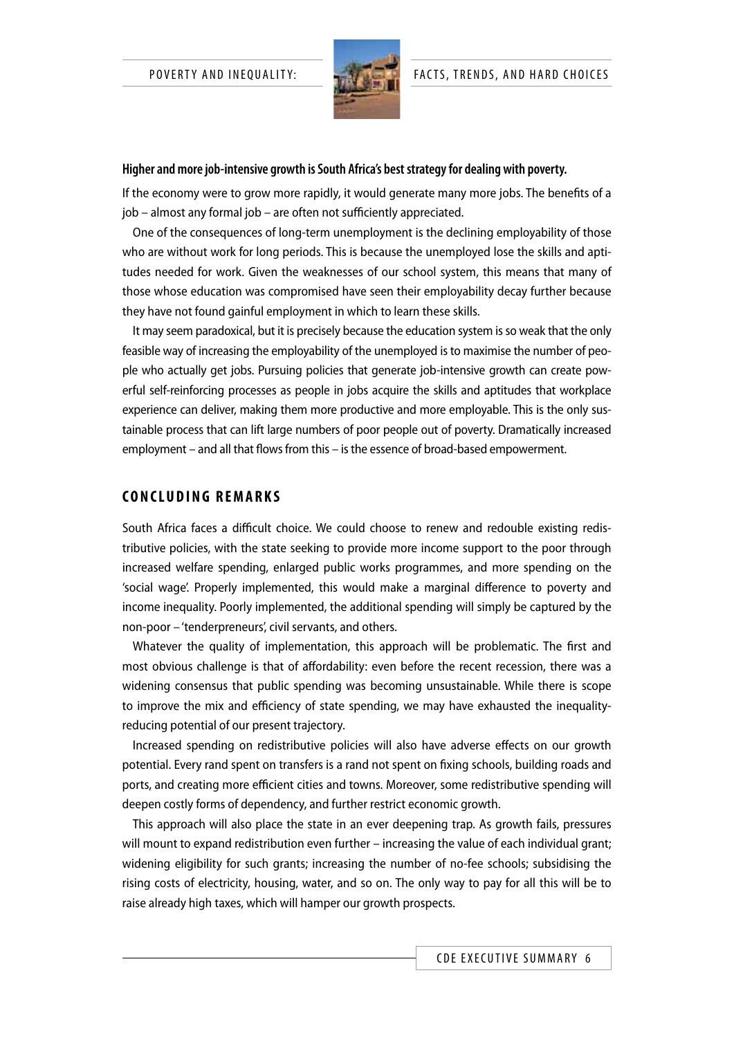**Higher and more job-intensive growth is South Africa's best strategy for dealing with poverty.**

If the economy were to grow more rapidly, it would generate many more jobs. The benefits of a job – almost any formal job – are often not sufficiently appreciated.

One of the consequences of long-term unemployment is the declining employability of those who are without work for long periods. This is because the unemployed lose the skills and aptitudes needed for work. Given the weaknesses of our school system, this means that many of those whose education was compromised have seen their employability decay further because they have not found gainful employment in which to learn these skills.

It may seem paradoxical, but it is precisely because the education system is so weak that the only feasible way of increasing the employability of the unemployed is to maximise the number of people who actually get jobs. Pursuing policies that generate job-intensive growth can create powerful self-reinforcing processes as people in jobs acquire the skills and aptitudes that workplace experience can deliver, making them more productive and more employable. This is the only sustainable process that can lift large numbers of poor people out of poverty. Dramatically increased employment – and all that flows from this – is the essence of broad-based empowerment.

## CONCLUDING REMARKS

South Africa faces a difficult choice. We could choose to renew and redouble existing redistributive policies, with the state seeking to provide more income support to the poor through increased welfare spending, enlarged public works programmes, and more spending on the 'social wage'. Properly implemented, this would make a marginal difference to poverty and income inequality. Poorly implemented, the additional spending will simply be captured by the non-poor – 'tenderpreneurs', civil servants, and others.

Whatever the quality of implementation, this approach will be problematic. The first and most obvious challenge is that of affordability: even before the recent recession, there was a widening consensus that public spending was becoming unsustainable. While there is scope to improve the mix and efficiency of state spending, we may have exhausted the inequality-reducing potential of our present trajectory.

Increased spending on redistributive policies will also have adverse effects on our growth potential. Every rand spent on transfers is a rand not spent on fixing schools, building roads and ports, and creating more efficient cities and towns. Moreover, some redistributive spending will deepen costly forms of dependency, and further restrict economic growth.

This approach will also place the state in an ever deepening trap. As growth fails, pressures will mount to expand redistribution even further – increasing the value of each individual grant; widening eligibility for such grants; increasing the number of no-fee schools; subsidising the rising costs of electricity, housing, water, and so on. The only way to pay for all this will be to raise already high taxes, which will hamper our growth prospects.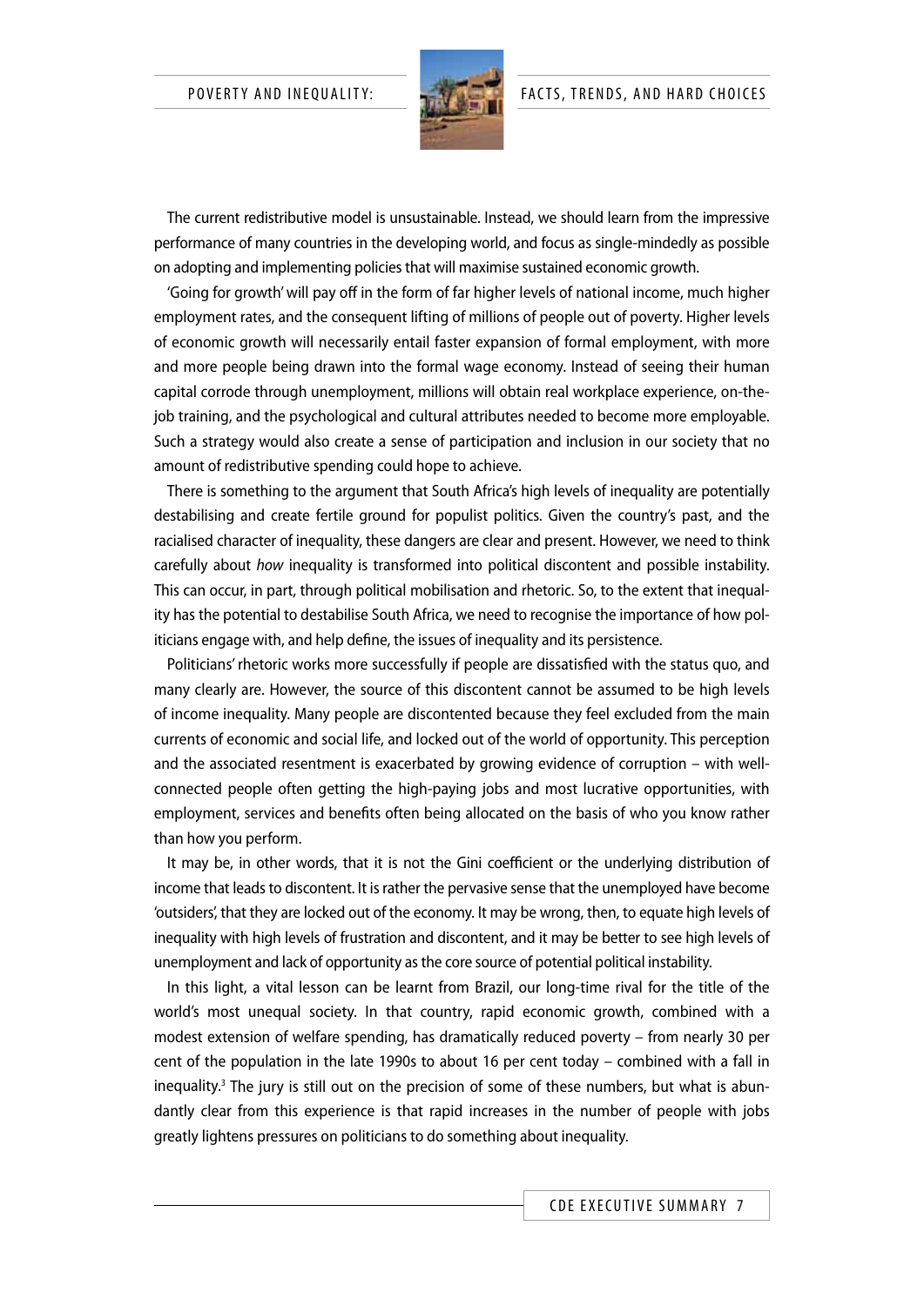The current redistributive model is unsustainable. Instead, we should learn from the impressive performance of many countries in the developing world, and focus as single-mindedly as possible on adopting and implementing policies that will maximise sustained economic growth.

'Going for growth' will pay off in the form of far higher levels of national income, much higher employment rates, and the consequent lifting of millions of people out of poverty. Higher levels of economic growth will necessarily entail faster expansion of formal employment, with more and more people being drawn into the formal wage economy. Instead of seeing their human capital corrode through unemployment, millions will obtain real workplace experience, on-the-job training, and the psychological and cultural attributes needed to become more employable. Such a strategy would also create a sense of participation and inclusion in our society that no amount of redistributive spending could hope to achieve.

There is something to the argument that South Africa's high levels of inequality are potentially destabilising and create fertile ground for populist politics. Given the country's past, and the racialised character of inequality, these dangers are clear and present. However, we need to think carefully about *how* inequality is transformed into political discontent and possible instability. This can occur, in part, through political mobilisation and rhetoric. So, to the extent that inequality has the potential to destabilise South Africa, we need to recognise the importance of how politicians engage with, and help define, the issues of inequality and its persistence.

Politicians' rhetoric works more successfully if people are dissatisfied with the status quo, and many clearly are. However, the source of this discontent cannot be assumed to be high levels of income inequality. Many people are discontented because they feel excluded from the main currents of economic and social life, and locked out of the world of opportunity. This perception and the associated resentment is exacerbated by growing evidence of corruption – with well-connected people often getting the high-paying jobs and most lucrative opportunities, with employment, services and benefits often being allocated on the basis of who you know rather than how you perform.

It may be, in other words, that it is not the Gini coefficient or the underlying distribution of income that leads to discontent. It is rather the pervasive sense that the unemployed have become 'outsiders', that they are locked out of the economy. It may be wrong, then, to equate high levels of inequality with high levels of frustration and discontent, and it may be better to see high levels of unemployment and lack of opportunity as the core source of potential political instability.

In this light, a vital lesson can be learnt from Brazil, our long-time rival for the title of the world's most unequal society. In that country, rapid economic growth, combined with a modest extension of welfare spending, has dramatically reduced poverty – from nearly 30 per cent of the population in the late 1990s to about 16 per cent today – combined with a fall in inequality.[3] The jury is still out on the precision of some of these numbers, but what is abundantly clear from this experience is that rapid increases in the number of people with jobs greatly lightens pressures on politicians to do something about inequality.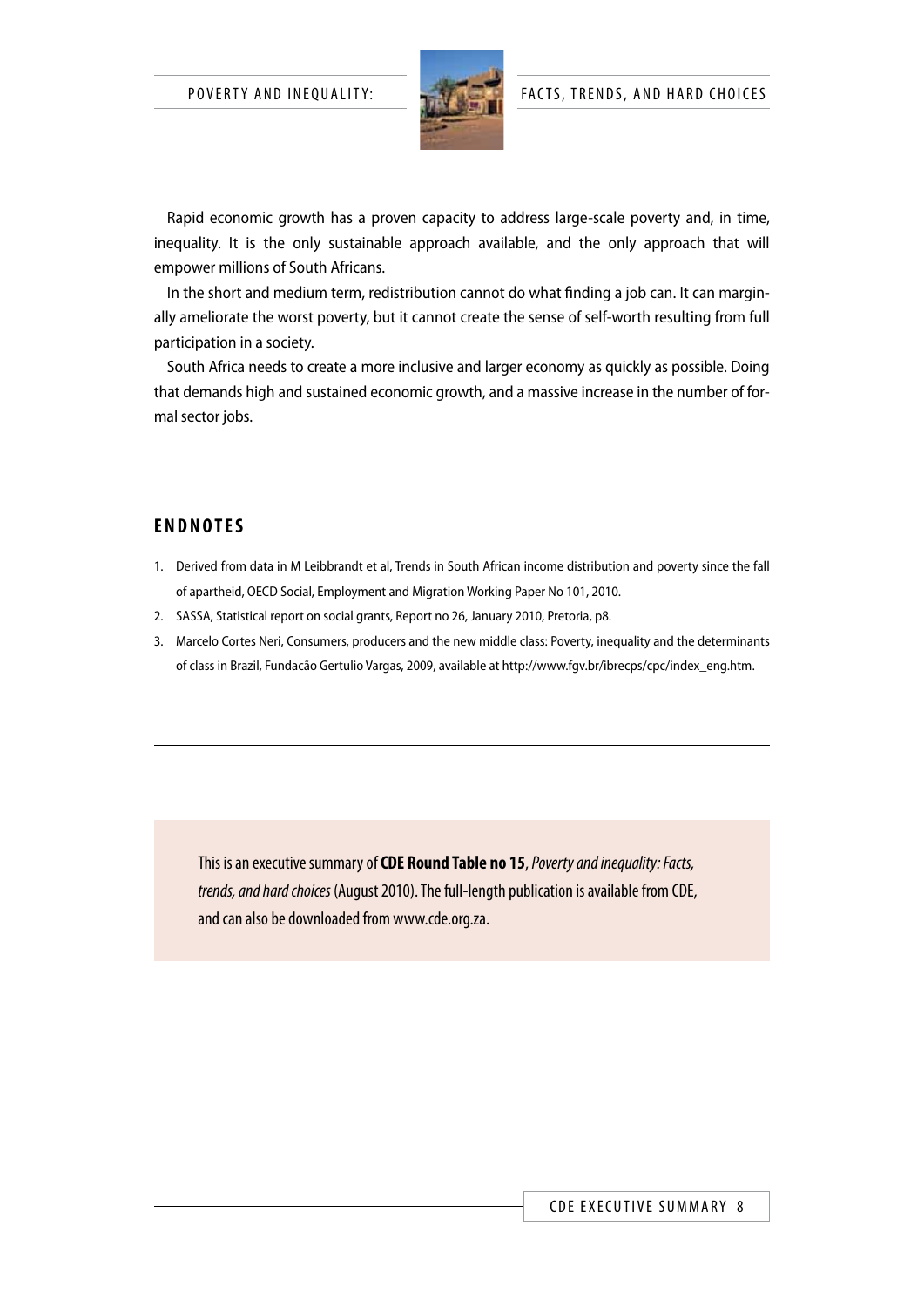Rapid economic growth has a proven capacity to address large-scale poverty and, in time, inequality. It is the only sustainable approach available, and the only approach that will empower millions of South Africans.

In the short and medium term, redistribution cannot do what finding a job can. It can marginally ameliorate the worst poverty, but it cannot create the sense of self-worth resulting from full participation in a society.

South Africa needs to create a more inclusive and larger economy as quickly as possible. Doing that demands high and sustained economic growth, and a massive increase in the number of formal sector jobs.

## ENDNOTES

1. Derived from data in M Leibbrandt et al, Trends in South African income distribution and poverty since the fall of apartheid, OECD Social, Employment and Migration Working Paper No 101, 2010.
2. SASSA, Statistical report on social grants, Report no 26, January 2010, Pretoria, p8.
3. Marcelo Cortes Neri, Consumers, producers and the new middle class: Poverty, inequality and the determinants of class in Brazil, Fundacão Gertulio Vargas, 2009, available at http://www.fgv.br/ibrecps/cpc/index_eng.htm.

---

This is an executive summary of **CDE Round Table no 15**, *Poverty and inequality: Facts, trends, and hard choices* (August 2010). The full-length publication is available from CDE, and can also be downloaded from www.cde.org.za.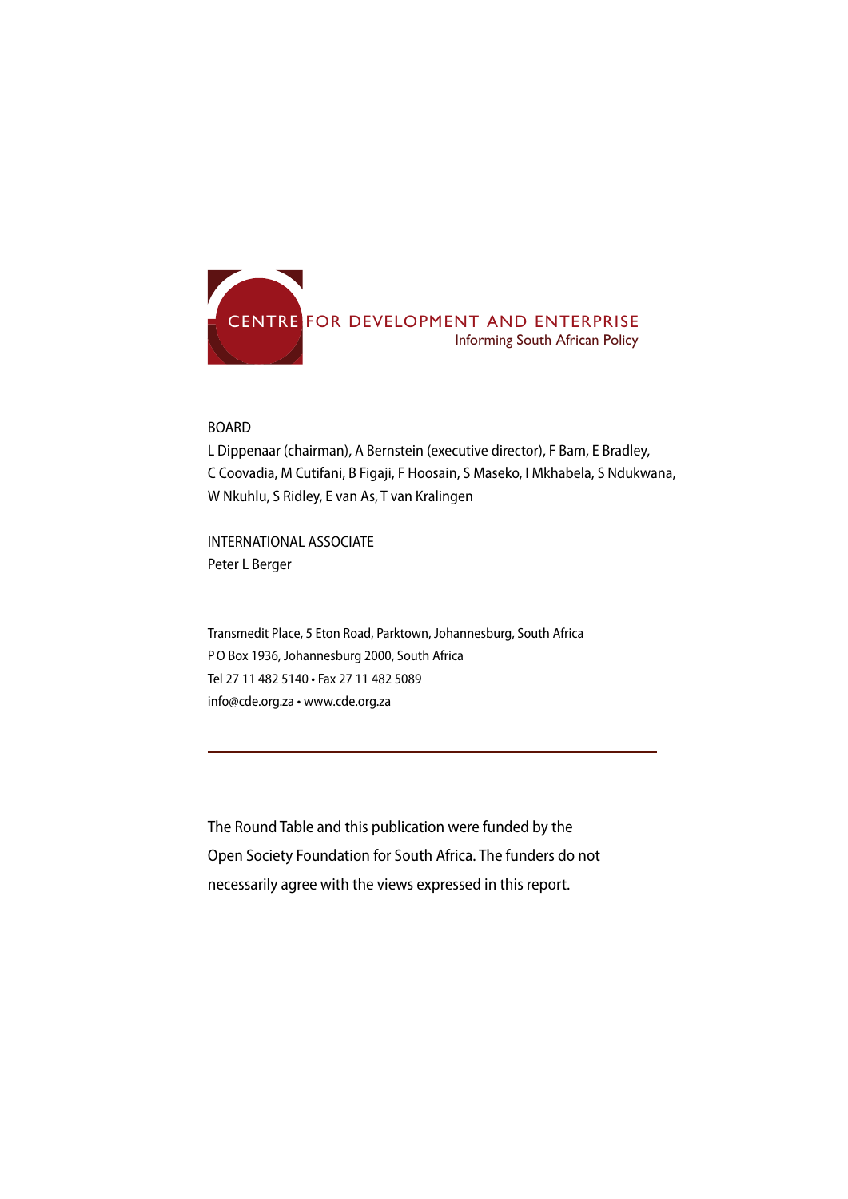CENTRE FOR DEVELOPMENT AND ENTERPRISE
Informing South African Policy

BOARD
L Dippenaar (chairman), A Bernstein (executive director), F Bam, E Bradley, C Coovadia, M Cutifani, B Figaji, F Hoosain, S Maseko, I Mkhabela, S Ndukwana, W Nkuhlu, S Ridley, E van As, T van Kralingen

INTERNATIONAL ASSOCIATE
Peter L Berger

Transmedit Place, 5 Eton Road, Parktown, Johannesburg, South Africa
P O Box 1936, Johannesburg 2000, South Africa
Tel 27 11 482 5140 • Fax 27 11 482 5089
info@cde.org.za • www.cde.org.za

---

The Round Table and this publication were funded by the Open Society Foundation for South Africa. The funders do not necessarily agree with the views expressed in this report.